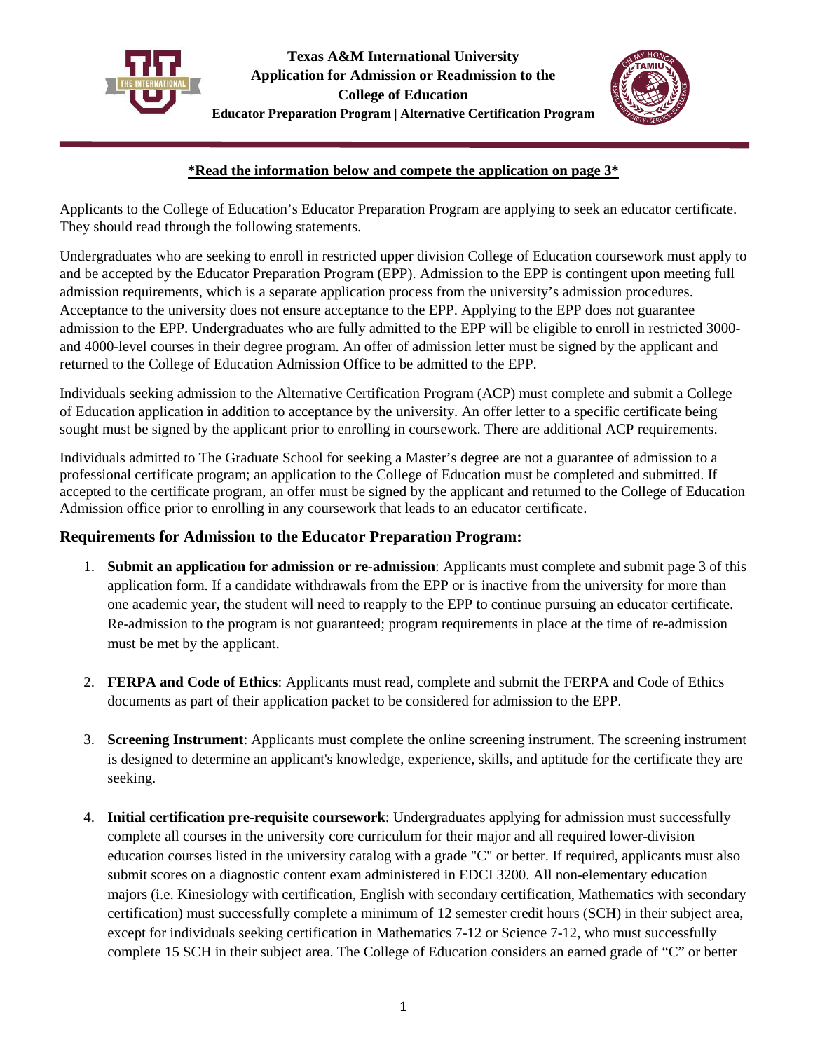**Texas A&M International University**
**Application for Admission or Readmission to the College of Education**
**Educator Preparation Program | Alternative Certification Program**

**\*Read the information below and compete the application on page 3\***

Applicants to the College of Education's Educator Preparation Program are applying to seek an educator certificate. They should read through the following statements.

Undergraduates who are seeking to enroll in restricted upper division College of Education coursework must apply to and be accepted by the Educator Preparation Program (EPP). Admission to the EPP is contingent upon meeting full admission requirements, which is a separate application process from the university's admission procedures. Acceptance to the university does not ensure acceptance to the EPP. Applying to the EPP does not guarantee admission to the EPP. Undergraduates who are fully admitted to the EPP will be eligible to enroll in restricted 3000- and 4000-level courses in their degree program. An offer of admission letter must be signed by the applicant and returned to the College of Education Admission Office to be admitted to the EPP.

Individuals seeking admission to the Alternative Certification Program (ACP) must complete and submit a College of Education application in addition to acceptance by the university. An offer letter to a specific certificate being sought must be signed by the applicant prior to enrolling in coursework. There are additional ACP requirements.

Individuals admitted to The Graduate School for seeking a Master's degree are not a guarantee of admission to a professional certificate program; an application to the College of Education must be completed and submitted. If accepted to the certificate program, an offer must be signed by the applicant and returned to the College of Education Admission office prior to enrolling in any coursework that leads to an educator certificate.

## Requirements for Admission to the Educator Preparation Program:

1. **Submit an application for admission or re-admission**: Applicants must complete and submit page 3 of this application form. If a candidate withdrawals from the EPP or is inactive from the university for more than one academic year, the student will need to reapply to the EPP to continue pursuing an educator certificate. Re-admission to the program is not guaranteed; program requirements in place at the time of re-admission must be met by the applicant.

2. **FERPA and Code of Ethics**: Applicants must read, complete and submit the FERPA and Code of Ethics documents as part of their application packet to be considered for admission to the EPP.

3. **Screening Instrument**: Applicants must complete the online screening instrument. The screening instrument is designed to determine an applicant's knowledge, experience, skills, and aptitude for the certificate they are seeking.

4. **Initial certification pre-requisite coursework**: Undergraduates applying for admission must successfully complete all courses in the university core curriculum for their major and all required lower-division education courses listed in the university catalog with a grade "C" or better. If required, applicants must also submit scores on a diagnostic content exam administered in EDCI 3200. All non-elementary education majors (i.e. Kinesiology with certification, English with secondary certification, Mathematics with secondary certification) must successfully complete a minimum of 12 semester credit hours (SCH) in their subject area, except for individuals seeking certification in Mathematics 7-12 or Science 7-12, who must successfully complete 15 SCH in their subject area. The College of Education considers an earned grade of "C" or better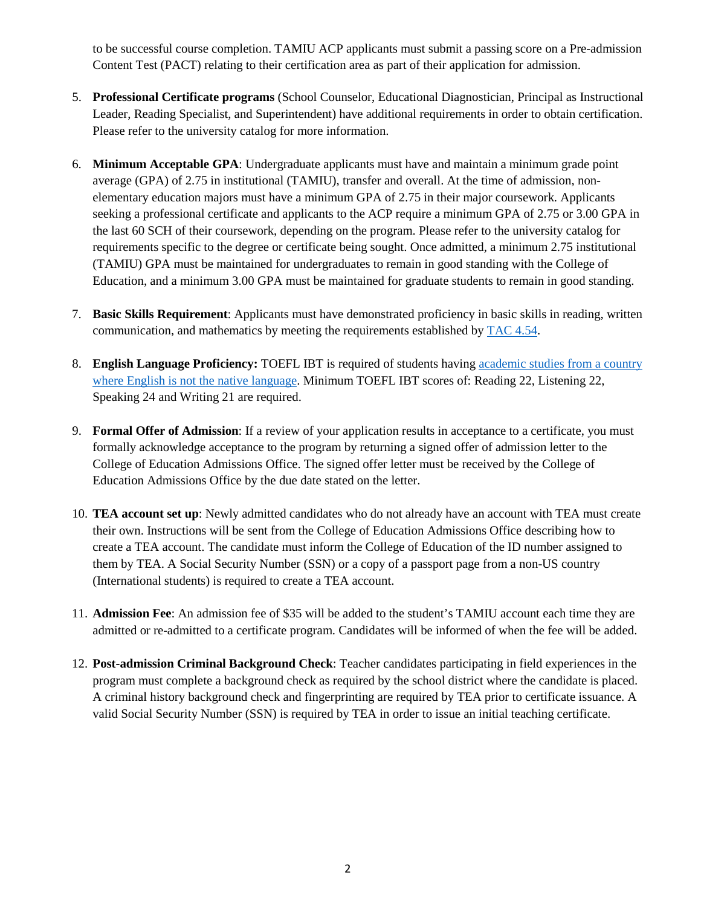to be successful course completion. TAMIU ACP applicants must submit a passing score on a Pre-admission Content Test (PACT) relating to their certification area as part of their application for admission.

5. **Professional Certificate programs** (School Counselor, Educational Diagnostician, Principal as Instructional Leader, Reading Specialist, and Superintendent) have additional requirements in order to obtain certification. Please refer to the university catalog for more information.

6. **Minimum Acceptable GPA**: Undergraduate applicants must have and maintain a minimum grade point average (GPA) of 2.75 in institutional (TAMIU), transfer and overall. At the time of admission, non-elementary education majors must have a minimum GPA of 2.75 in their major coursework. Applicants seeking a professional certificate and applicants to the ACP require a minimum GPA of 2.75 or 3.00 GPA in the last 60 SCH of their coursework, depending on the program. Please refer to the university catalog for requirements specific to the degree or certificate being sought. Once admitted, a minimum 2.75 institutional (TAMIU) GPA must be maintained for undergraduates to remain in good standing with the College of Education, and a minimum 3.00 GPA must be maintained for graduate students to remain in good standing.

7. **Basic Skills Requirement**: Applicants must have demonstrated proficiency in basic skills in reading, written communication, and mathematics by meeting the requirements established by TAC 4.54.

8. **English Language Proficiency:** TOEFL IBT is required of students having academic studies from a country where English is not the native language. Minimum TOEFL IBT scores of: Reading 22, Listening 22, Speaking 24 and Writing 21 are required.

9. **Formal Offer of Admission**: If a review of your application results in acceptance to a certificate, you must formally acknowledge acceptance to the program by returning a signed offer of admission letter to the College of Education Admissions Office. The signed offer letter must be received by the College of Education Admissions Office by the due date stated on the letter.

10. **TEA account set up**: Newly admitted candidates who do not already have an account with TEA must create their own. Instructions will be sent from the College of Education Admissions Office describing how to create a TEA account. The candidate must inform the College of Education of the ID number assigned to them by TEA. A Social Security Number (SSN) or a copy of a passport page from a non-US country (International students) is required to create a TEA account.

11. **Admission Fee**: An admission fee of $35 will be added to the student's TAMIU account each time they are admitted or re-admitted to a certificate program. Candidates will be informed of when the fee will be added.

12. **Post-admission Criminal Background Check**: Teacher candidates participating in field experiences in the program must complete a background check as required by the school district where the candidate is placed. A criminal history background check and fingerprinting are required by TEA prior to certificate issuance. A valid Social Security Number (SSN) is required by TEA in order to issue an initial teaching certificate.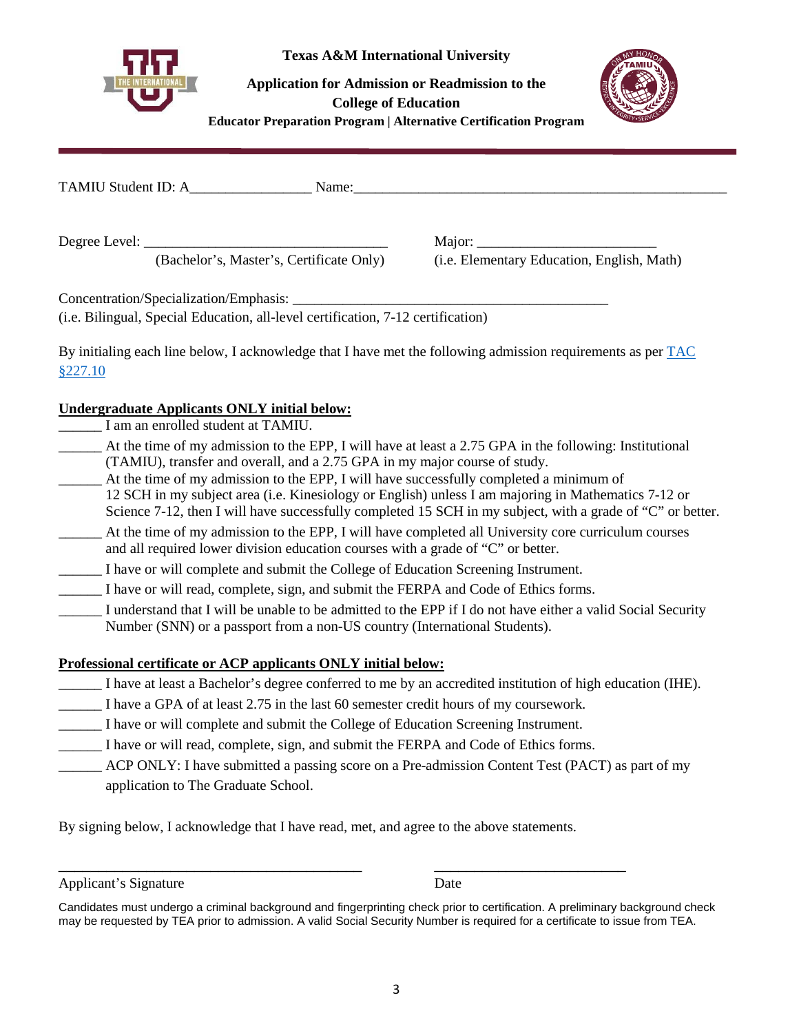**Texas A&M International University**

**Application for Admission or Readmission to the College of Education**

**Educator Preparation Program | Alternative Certification Program**

TAMIU Student ID: A_________________ Name:______________________________________________________

Degree Level: _________________________________
(Bachelor's, Master's, Certificate Only)

Major: ________________________
(i.e. Elementary Education, English, Math)

Concentration/Specialization/Emphasis: ____________________________________________
(i.e. Bilingual, Special Education, all-level certification, 7-12 certification)

By initialing each line below, I acknowledge that I have met the following admission requirements as per TAC §227.10

**Undergraduate Applicants ONLY initial below:**

______ I am an enrolled student at TAMIU.

______ At the time of my admission to the EPP, I will have at least a 2.75 GPA in the following: Institutional (TAMIU), transfer and overall, and a 2.75 GPA in my major course of study.

______ At the time of my admission to the EPP, I will have successfully completed a minimum of 12 SCH in my subject area (i.e. Kinesiology or English) unless I am majoring in Mathematics 7-12 or Science 7-12, then I will have successfully completed 15 SCH in my subject, with a grade of "C" or better.

______ At the time of my admission to the EPP, I will have completed all University core curriculum courses and all required lower division education courses with a grade of "C" or better.

______ I have or will complete and submit the College of Education Screening Instrument.

______ I have or will read, complete, sign, and submit the FERPA and Code of Ethics forms.

______ I understand that I will be unable to be admitted to the EPP if I do not have either a valid Social Security Number (SNN) or a passport from a non-US country (International Students).

**Professional certificate or ACP applicants ONLY initial below:**

______ I have at least a Bachelor's degree conferred to me by an accredited institution of high education (IHE).

______ I have a GPA of at least 2.75 in the last 60 semester credit hours of my coursework.

______ I have or will complete and submit the College of Education Screening Instrument.

______ I have or will read, complete, sign, and submit the FERPA and Code of Ethics forms.

______ ACP ONLY: I have submitted a passing score on a Pre-admission Content Test (PACT) as part of my application to The Graduate School.

By signing below, I acknowledge that I have read, met, and agree to the above statements.

__________________________________________ ___________________________

Applicant's Signature Date

Candidates must undergo a criminal background and fingerprinting check prior to certification. A preliminary background check may be requested by TEA prior to admission. A valid Social Security Number is required for a certificate to issue from TEA.